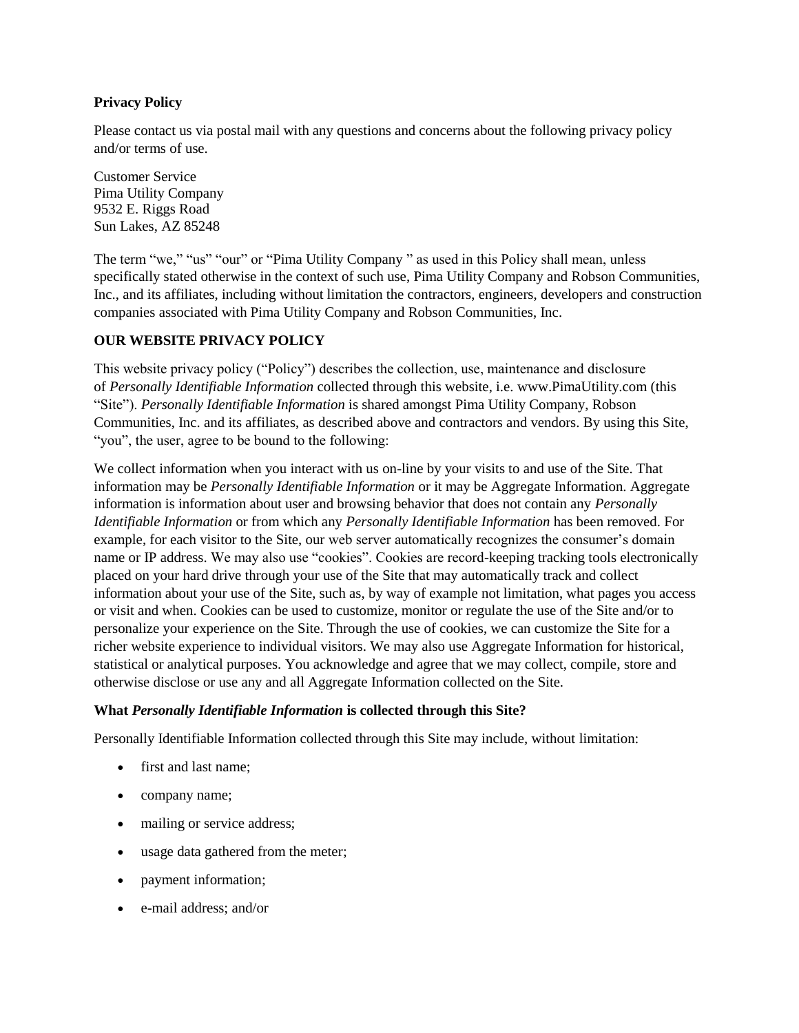**Privacy Policy**

Please contact us via postal mail with any questions and concerns about the following privacy policy and/or terms of use.

Customer Service
Pima Utility Company
9532 E. Riggs Road
Sun Lakes, AZ 85248

The term "we," "us" "our" or "Pima Utility Company " as used in this Policy shall mean, unless specifically stated otherwise in the context of such use, Pima Utility Company and Robson Communities, Inc., and its affiliates, including without limitation the contractors, engineers, developers and construction companies associated with Pima Utility Company and Robson Communities, Inc.

**OUR WEBSITE PRIVACY POLICY**

This website privacy policy ("Policy") describes the collection, use, maintenance and disclosure of *Personally Identifiable Information* collected through this website, i.e. www.PimaUtility.com (this "Site"). *Personally Identifiable Information* is shared amongst Pima Utility Company, Robson Communities, Inc. and its affiliates, as described above and contractors and vendors. By using this Site, "you", the user, agree to be bound to the following:

We collect information when you interact with us on-line by your visits to and use of the Site. That information may be *Personally Identifiable Information* or it may be Aggregate Information. Aggregate information is information about user and browsing behavior that does not contain any *Personally Identifiable Information* or from which any *Personally Identifiable Information* has been removed. For example, for each visitor to the Site, our web server automatically recognizes the consumer's domain name or IP address. We may also use "cookies". Cookies are record-keeping tracking tools electronically placed on your hard drive through your use of the Site that may automatically track and collect information about your use of the Site, such as, by way of example not limitation, what pages you access or visit and when. Cookies can be used to customize, monitor or regulate the use of the Site and/or to personalize your experience on the Site. Through the use of cookies, we can customize the Site for a richer website experience to individual visitors. We may also use Aggregate Information for historical, statistical or analytical purposes. You acknowledge and agree that we may collect, compile, store and otherwise disclose or use any and all Aggregate Information collected on the Site.

**What *Personally Identifiable Information* is collected through this Site?**

Personally Identifiable Information collected through this Site may include, without limitation:

- first and last name;
- company name;
- mailing or service address;
- usage data gathered from the meter;
- payment information;
- e-mail address; and/or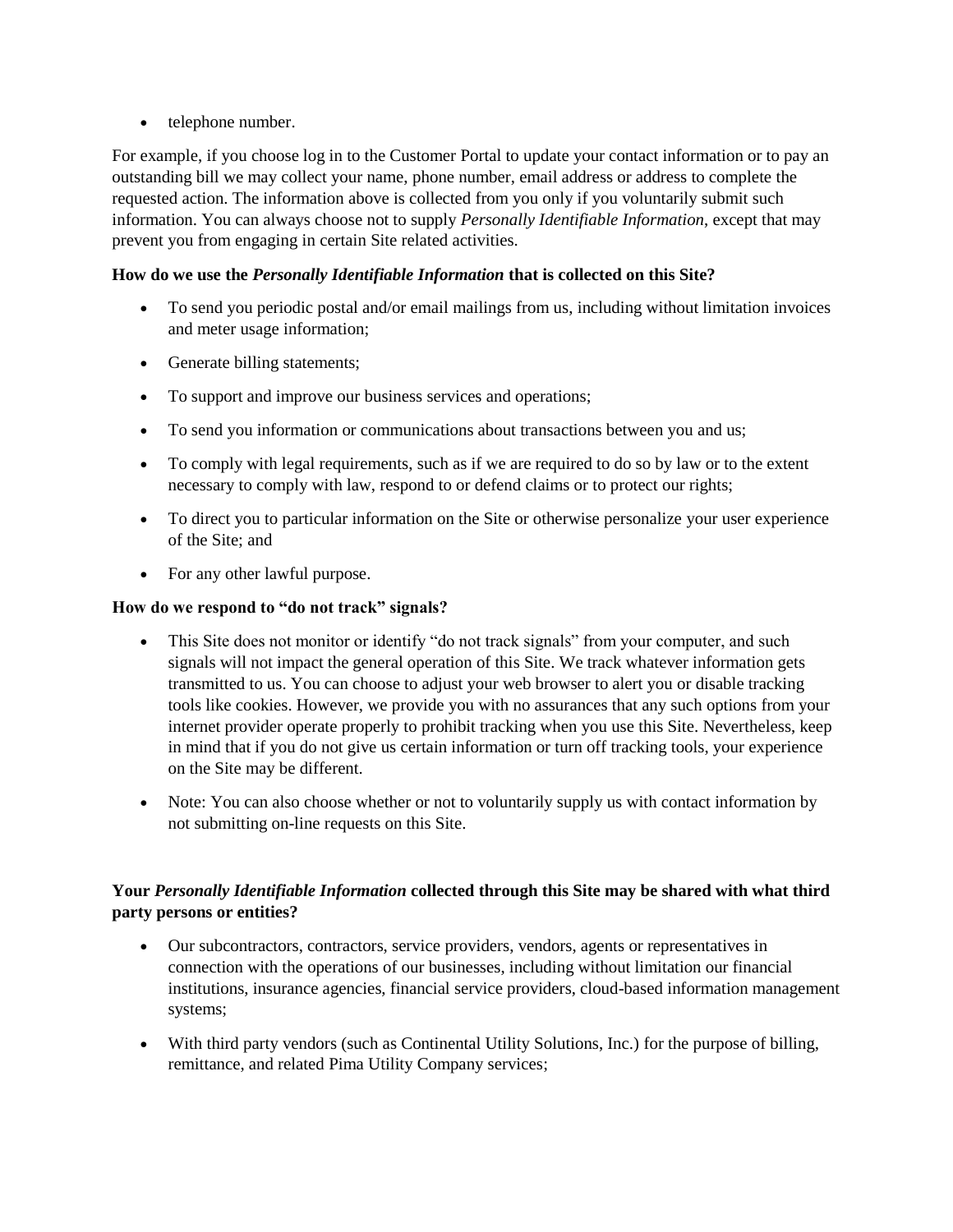- telephone number.

For example, if you choose log in to the Customer Portal to update your contact information or to pay an outstanding bill we may collect your name, phone number, email address or address to complete the requested action. The information above is collected from you only if you voluntarily submit such information. You can always choose not to supply *Personally Identifiable Information*, except that may prevent you from engaging in certain Site related activities.

**How do we use the *Personally Identifiable Information* that is collected on this Site?**

- To send you periodic postal and/or email mailings from us, including without limitation invoices and meter usage information;
- Generate billing statements;
- To support and improve our business services and operations;
- To send you information or communications about transactions between you and us;
- To comply with legal requirements, such as if we are required to do so by law or to the extent necessary to comply with law, respond to or defend claims or to protect our rights;
- To direct you to particular information on the Site or otherwise personalize your user experience of the Site; and
- For any other lawful purpose.

**How do we respond to "do not track" signals?**

- This Site does not monitor or identify "do not track signals" from your computer, and such signals will not impact the general operation of this Site. We track whatever information gets transmitted to us. You can choose to adjust your web browser to alert you or disable tracking tools like cookies. However, we provide you with no assurances that any such options from your internet provider operate properly to prohibit tracking when you use this Site. Nevertheless, keep in mind that if you do not give us certain information or turn off tracking tools, your experience on the Site may be different.
- Note: You can also choose whether or not to voluntarily supply us with contact information by not submitting on-line requests on this Site.

**Your *Personally Identifiable Information* collected through this Site may be shared with what third party persons or entities?**

- Our subcontractors, contractors, service providers, vendors, agents or representatives in connection with the operations of our businesses, including without limitation our financial institutions, insurance agencies, financial service providers, cloud-based information management systems;
- With third party vendors (such as Continental Utility Solutions, Inc.) for the purpose of billing, remittance, and related Pima Utility Company services;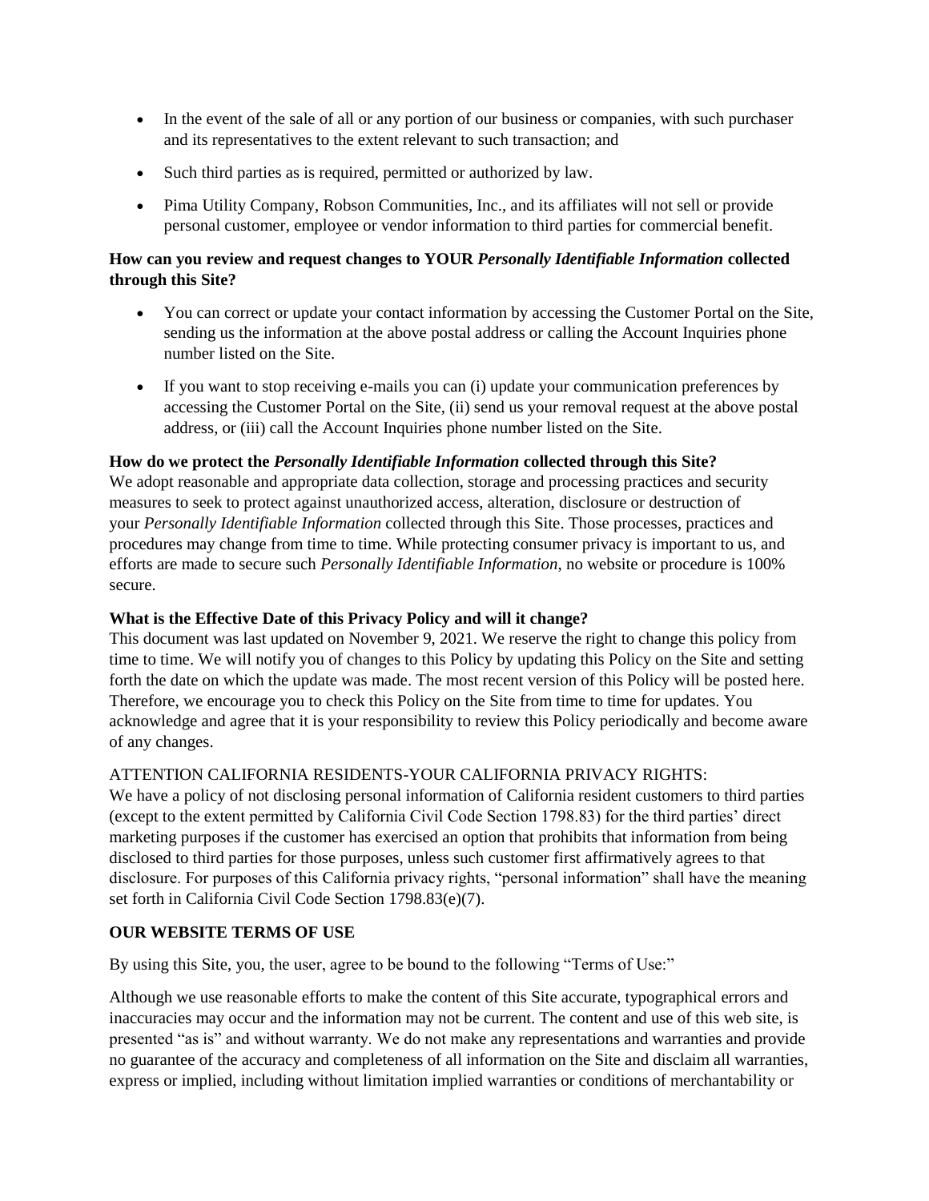- In the event of the sale of all or any portion of our business or companies, with such purchaser and its representatives to the extent relevant to such transaction; and
- Such third parties as is required, permitted or authorized by law.
- Pima Utility Company, Robson Communities, Inc., and its affiliates will not sell or provide personal customer, employee or vendor information to third parties for commercial benefit.

**How can you review and request changes to YOUR *Personally Identifiable Information* collected through this Site?**

- You can correct or update your contact information by accessing the Customer Portal on the Site, sending us the information at the above postal address or calling the Account Inquiries phone number listed on the Site.
- If you want to stop receiving e-mails you can (i) update your communication preferences by accessing the Customer Portal on the Site, (ii) send us your removal request at the above postal address, or (iii) call the Account Inquiries phone number listed on the Site.

**How do we protect the *Personally Identifiable Information* collected through this Site?**
We adopt reasonable and appropriate data collection, storage and processing practices and security measures to seek to protect against unauthorized access, alteration, disclosure or destruction of your *Personally Identifiable Information* collected through this Site. Those processes, practices and procedures may change from time to time. While protecting consumer privacy is important to us, and efforts are made to secure such *Personally Identifiable Information*, no website or procedure is 100% secure.

**What is the Effective Date of this Privacy Policy and will it change?**
This document was last updated on November 9, 2021. We reserve the right to change this policy from time to time. We will notify you of changes to this Policy by updating this Policy on the Site and setting forth the date on which the update was made. The most recent version of this Policy will be posted here. Therefore, we encourage you to check this Policy on the Site from time to time for updates. You acknowledge and agree that it is your responsibility to review this Policy periodically and become aware of any changes.

ATTENTION CALIFORNIA RESIDENTS-YOUR CALIFORNIA PRIVACY RIGHTS:
We have a policy of not disclosing personal information of California resident customers to third parties (except to the extent permitted by California Civil Code Section 1798.83) for the third parties' direct marketing purposes if the customer has exercised an option that prohibits that information from being disclosed to third parties for those purposes, unless such customer first affirmatively agrees to that disclosure. For purposes of this California privacy rights, "personal information" shall have the meaning set forth in California Civil Code Section 1798.83(e)(7).

**OUR WEBSITE TERMS OF USE**

By using this Site, you, the user, agree to be bound to the following "Terms of Use:"

Although we use reasonable efforts to make the content of this Site accurate, typographical errors and inaccuracies may occur and the information may not be current. The content and use of this web site, is presented "as is" and without warranty. We do not make any representations and warranties and provide no guarantee of the accuracy and completeness of all information on the Site and disclaim all warranties, express or implied, including without limitation implied warranties or conditions of merchantability or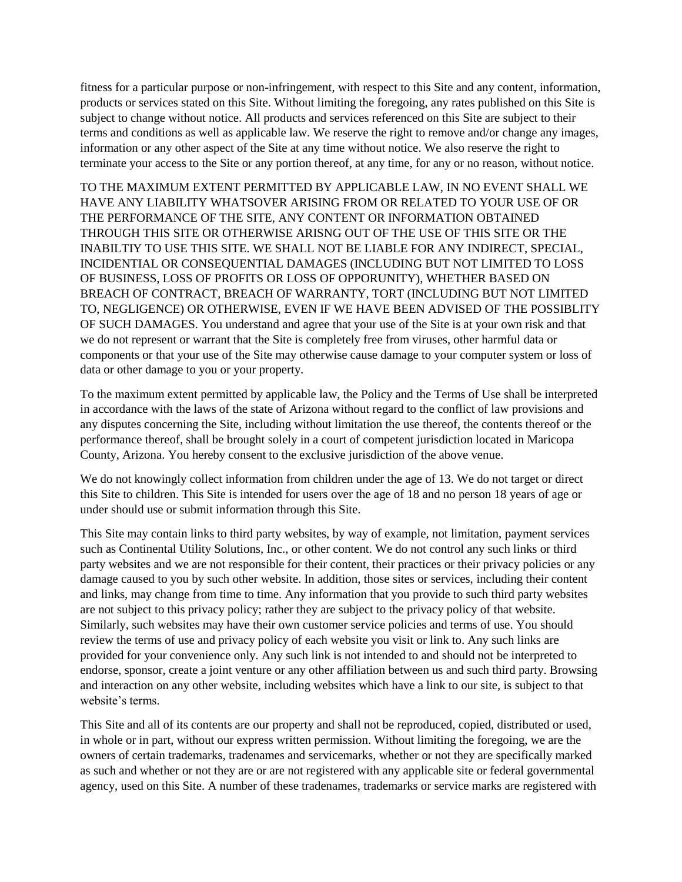fitness for a particular purpose or non-infringement, with respect to this Site and any content, information, products or services stated on this Site. Without limiting the foregoing, any rates published on this Site is subject to change without notice. All products and services referenced on this Site are subject to their terms and conditions as well as applicable law. We reserve the right to remove and/or change any images, information or any other aspect of the Site at any time without notice. We also reserve the right to terminate your access to the Site or any portion thereof, at any time, for any or no reason, without notice.

TO THE MAXIMUM EXTENT PERMITTED BY APPLICABLE LAW, IN NO EVENT SHALL WE HAVE ANY LIABILITY WHATSOVER ARISING FROM OR RELATED TO YOUR USE OF OR THE PERFORMANCE OF THE SITE, ANY CONTENT OR INFORMATION OBTAINED THROUGH THIS SITE OR OTHERWISE ARISNG OUT OF THE USE OF THIS SITE OR THE INABILTIY TO USE THIS SITE. WE SHALL NOT BE LIABLE FOR ANY INDIRECT, SPECIAL, INCIDENTIAL OR CONSEQUENTIAL DAMAGES (INCLUDING BUT NOT LIMITED TO LOSS OF BUSINESS, LOSS OF PROFITS OR LOSS OF OPPORUNITY), WHETHER BASED ON BREACH OF CONTRACT, BREACH OF WARRANTY, TORT (INCLUDING BUT NOT LIMITED TO, NEGLIGENCE) OR OTHERWISE, EVEN IF WE HAVE BEEN ADVISED OF THE POSSIBLITY OF SUCH DAMAGES. You understand and agree that your use of the Site is at your own risk and that we do not represent or warrant that the Site is completely free from viruses, other harmful data or components or that your use of the Site may otherwise cause damage to your computer system or loss of data or other damage to you or your property.

To the maximum extent permitted by applicable law, the Policy and the Terms of Use shall be interpreted in accordance with the laws of the state of Arizona without regard to the conflict of law provisions and any disputes concerning the Site, including without limitation the use thereof, the contents thereof or the performance thereof, shall be brought solely in a court of competent jurisdiction located in Maricopa County, Arizona. You hereby consent to the exclusive jurisdiction of the above venue.

We do not knowingly collect information from children under the age of 13. We do not target or direct this Site to children. This Site is intended for users over the age of 18 and no person 18 years of age or under should use or submit information through this Site.

This Site may contain links to third party websites, by way of example, not limitation, payment services such as Continental Utility Solutions, Inc., or other content. We do not control any such links or third party websites and we are not responsible for their content, their practices or their privacy policies or any damage caused to you by such other website. In addition, those sites or services, including their content and links, may change from time to time. Any information that you provide to such third party websites are not subject to this privacy policy; rather they are subject to the privacy policy of that website. Similarly, such websites may have their own customer service policies and terms of use. You should review the terms of use and privacy policy of each website you visit or link to. Any such links are provided for your convenience only. Any such link is not intended to and should not be interpreted to endorse, sponsor, create a joint venture or any other affiliation between us and such third party. Browsing and interaction on any other website, including websites which have a link to our site, is subject to that website's terms.

This Site and all of its contents are our property and shall not be reproduced, copied, distributed or used, in whole or in part, without our express written permission. Without limiting the foregoing, we are the owners of certain trademarks, tradenames and servicemarks, whether or not they are specifically marked as such and whether or not they are or are not registered with any applicable site or federal governmental agency, used on this Site. A number of these tradenames, trademarks or service marks are registered with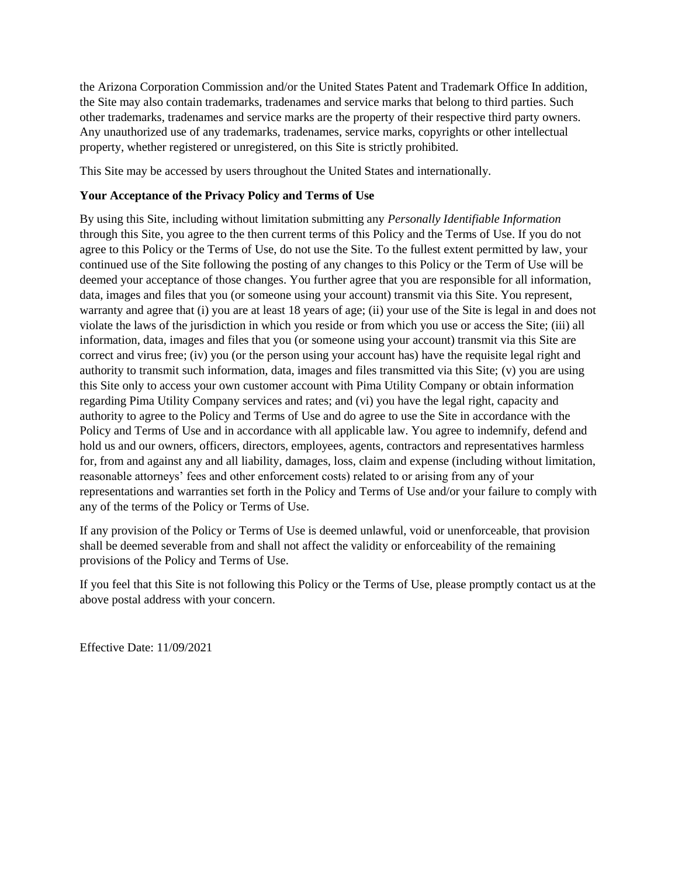the Arizona Corporation Commission and/or the United States Patent and Trademark Office In addition, the Site may also contain trademarks, tradenames and service marks that belong to third parties. Such other trademarks, tradenames and service marks are the property of their respective third party owners. Any unauthorized use of any trademarks, tradenames, service marks, copyrights or other intellectual property, whether registered or unregistered, on this Site is strictly prohibited.

This Site may be accessed by users throughout the United States and internationally.

**Your Acceptance of the Privacy Policy and Terms of Use**

By using this Site, including without limitation submitting any *Personally Identifiable Information* through this Site, you agree to the then current terms of this Policy and the Terms of Use. If you do not agree to this Policy or the Terms of Use, do not use the Site. To the fullest extent permitted by law, your continued use of the Site following the posting of any changes to this Policy or the Term of Use will be deemed your acceptance of those changes. You further agree that you are responsible for all information, data, images and files that you (or someone using your account) transmit via this Site. You represent, warranty and agree that (i) you are at least 18 years of age; (ii) your use of the Site is legal in and does not violate the laws of the jurisdiction in which you reside or from which you use or access the Site; (iii) all information, data, images and files that you (or someone using your account) transmit via this Site are correct and virus free; (iv) you (or the person using your account has) have the requisite legal right and authority to transmit such information, data, images and files transmitted via this Site; (v) you are using this Site only to access your own customer account with Pima Utility Company or obtain information regarding Pima Utility Company services and rates; and (vi) you have the legal right, capacity and authority to agree to the Policy and Terms of Use and do agree to use the Site in accordance with the Policy and Terms of Use and in accordance with all applicable law. You agree to indemnify, defend and hold us and our owners, officers, directors, employees, agents, contractors and representatives harmless for, from and against any and all liability, damages, loss, claim and expense (including without limitation, reasonable attorneys' fees and other enforcement costs) related to or arising from any of your representations and warranties set forth in the Policy and Terms of Use and/or your failure to comply with any of the terms of the Policy or Terms of Use.

If any provision of the Policy or Terms of Use is deemed unlawful, void or unenforceable, that provision shall be deemed severable from and shall not affect the validity or enforceability of the remaining provisions of the Policy and Terms of Use.

If you feel that this Site is not following this Policy or the Terms of Use, please promptly contact us at the above postal address with your concern.

Effective Date: 11/09/2021